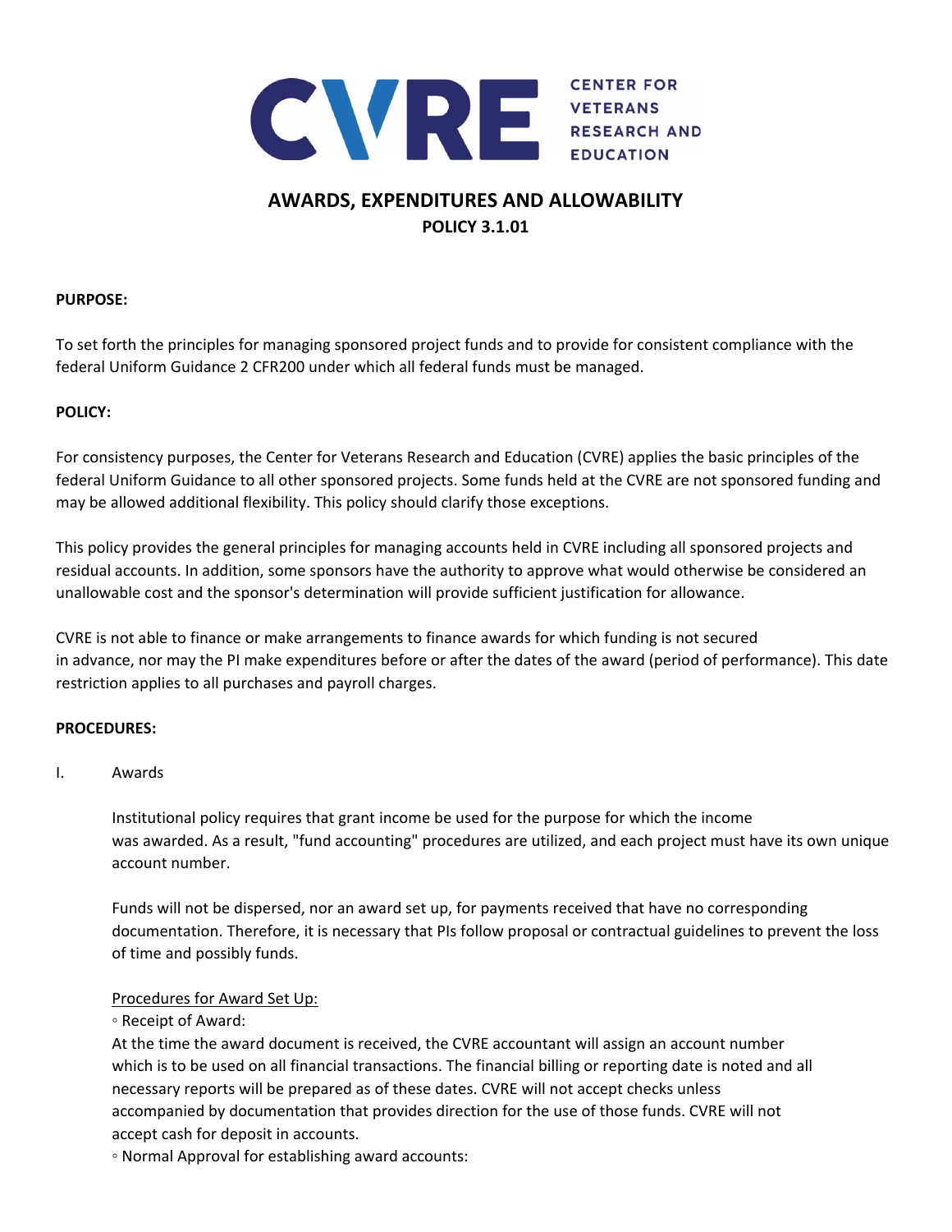CVRE CENTER FOR VETERANS RESEARCH AND EDUCATION

# AWARDS, EXPENDITURES AND ALLOWABILITY

## POLICY 3.1.01

**PURPOSE:**

To set forth the principles for managing sponsored project funds and to provide for consistent compliance with the federal Uniform Guidance 2 CFR200 under which all federal funds must be managed.

**POLICY:**

For consistency purposes, the Center for Veterans Research and Education (CVRE) applies the basic principles of the federal Uniform Guidance to all other sponsored projects. Some funds held at the CVRE are not sponsored funding and may be allowed additional flexibility. This policy should clarify those exceptions.

This policy provides the general principles for managing accounts held in CVRE including all sponsored projects and residual accounts. In addition, some sponsors have the authority to approve what would otherwise be considered an unallowable cost and the sponsor's determination will provide sufficient justification for allowance.

CVRE is not able to finance or make arrangements to finance awards for which funding is not secured in advance, nor may the PI make expenditures before or after the dates of the award (period of performance). This date restriction applies to all purchases and payroll charges.

**PROCEDURES:**

I. Awards

Institutional policy requires that grant income be used for the purpose for which the income was awarded. As a result, "fund accounting" procedures are utilized, and each project must have its own unique account number.

Funds will not be dispersed, nor an award set up, for payments received that have no corresponding documentation. Therefore, it is necessary that PIs follow proposal or contractual guidelines to prevent the loss of time and possibly funds.

<u>Procedures for Award Set Up:</u>

◦ Receipt of Award:

At the time the award document is received, the CVRE accountant will assign an account number which is to be used on all financial transactions. The financial billing or reporting date is noted and all necessary reports will be prepared as of these dates. CVRE will not accept checks unless accompanied by documentation that provides direction for the use of those funds. CVRE will not accept cash for deposit in accounts.

◦ Normal Approval for establishing award accounts: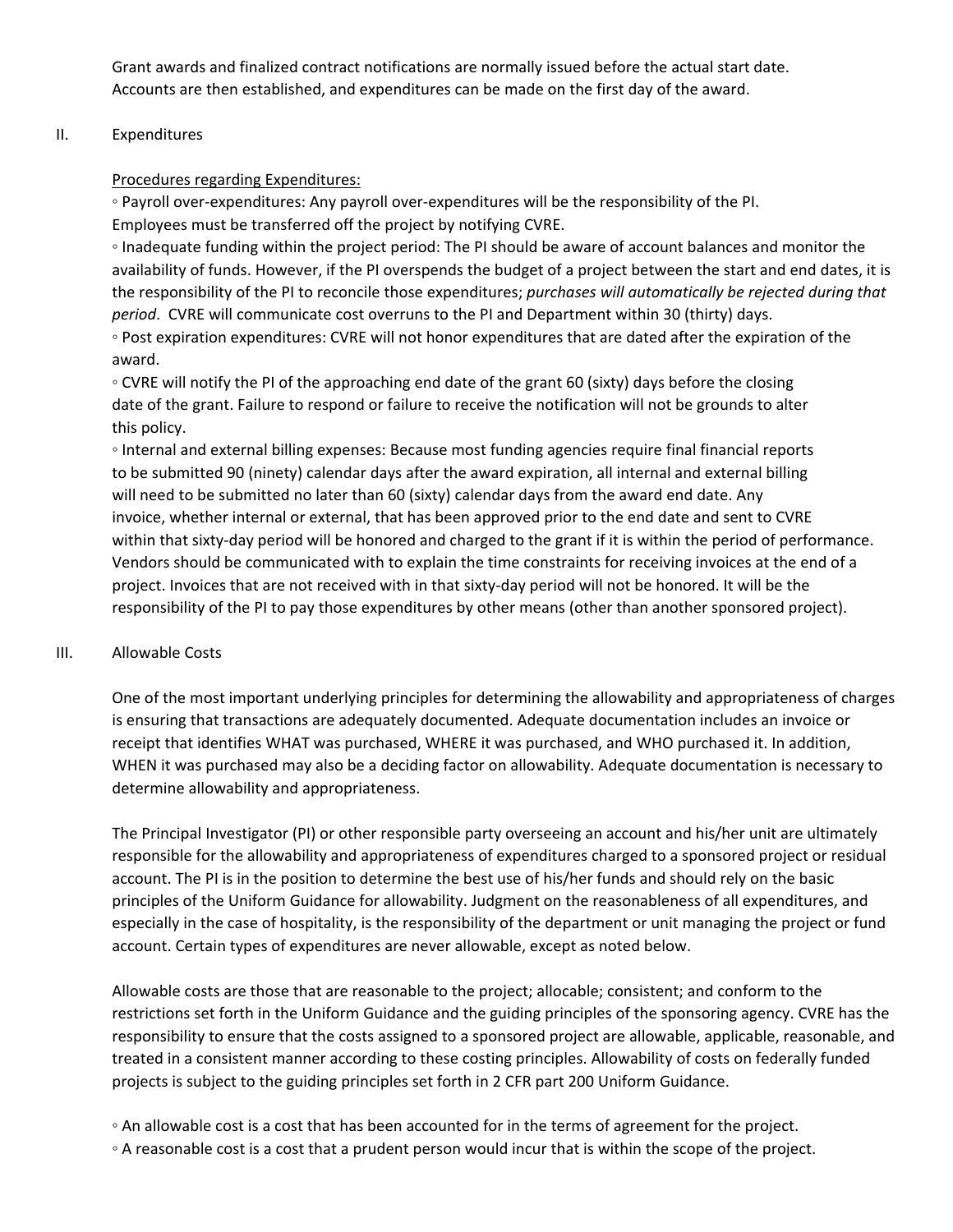Grant awards and finalized contract notifications are normally issued before the actual start date. Accounts are then established, and expenditures can be made on the first day of the award.

## II. Expenditures

Procedures regarding Expenditures:

- Payroll over-expenditures: Any payroll over-expenditures will be the responsibility of the PI. Employees must be transferred off the project by notifying CVRE.
- Inadequate funding within the project period: The PI should be aware of account balances and monitor the availability of funds. However, if the PI overspends the budget of a project between the start and end dates, it is the responsibility of the PI to reconcile those expenditures; *purchases will automatically be rejected during that period*. CVRE will communicate cost overruns to the PI and Department within 30 (thirty) days.
- Post expiration expenditures: CVRE will not honor expenditures that are dated after the expiration of the award.
- CVRE will notify the PI of the approaching end date of the grant 60 (sixty) days before the closing date of the grant. Failure to respond or failure to receive the notification will not be grounds to alter this policy.
- Internal and external billing expenses: Because most funding agencies require final financial reports to be submitted 90 (ninety) calendar days after the award expiration, all internal and external billing will need to be submitted no later than 60 (sixty) calendar days from the award end date. Any invoice, whether internal or external, that has been approved prior to the end date and sent to CVRE within that sixty-day period will be honored and charged to the grant if it is within the period of performance. Vendors should be communicated with to explain the time constraints for receiving invoices at the end of a project. Invoices that are not received with in that sixty-day period will not be honored. It will be the responsibility of the PI to pay those expenditures by other means (other than another sponsored project).

## III. Allowable Costs

One of the most important underlying principles for determining the allowability and appropriateness of charges is ensuring that transactions are adequately documented. Adequate documentation includes an invoice or receipt that identifies WHAT was purchased, WHERE it was purchased, and WHO purchased it. In addition, WHEN it was purchased may also be a deciding factor on allowability. Adequate documentation is necessary to determine allowability and appropriateness.

The Principal Investigator (PI) or other responsible party overseeing an account and his/her unit are ultimately responsible for the allowability and appropriateness of expenditures charged to a sponsored project or residual account. The PI is in the position to determine the best use of his/her funds and should rely on the basic principles of the Uniform Guidance for allowability. Judgment on the reasonableness of all expenditures, and especially in the case of hospitality, is the responsibility of the department or unit managing the project or fund account. Certain types of expenditures are never allowable, except as noted below.

Allowable costs are those that are reasonable to the project; allocable; consistent; and conform to the restrictions set forth in the Uniform Guidance and the guiding principles of the sponsoring agency. CVRE has the responsibility to ensure that the costs assigned to a sponsored project are allowable, applicable, reasonable, and treated in a consistent manner according to these costing principles. Allowability of costs on federally funded projects is subject to the guiding principles set forth in 2 CFR part 200 Uniform Guidance.

- An allowable cost is a cost that has been accounted for in the terms of agreement for the project.
- A reasonable cost is a cost that a prudent person would incur that is within the scope of the project.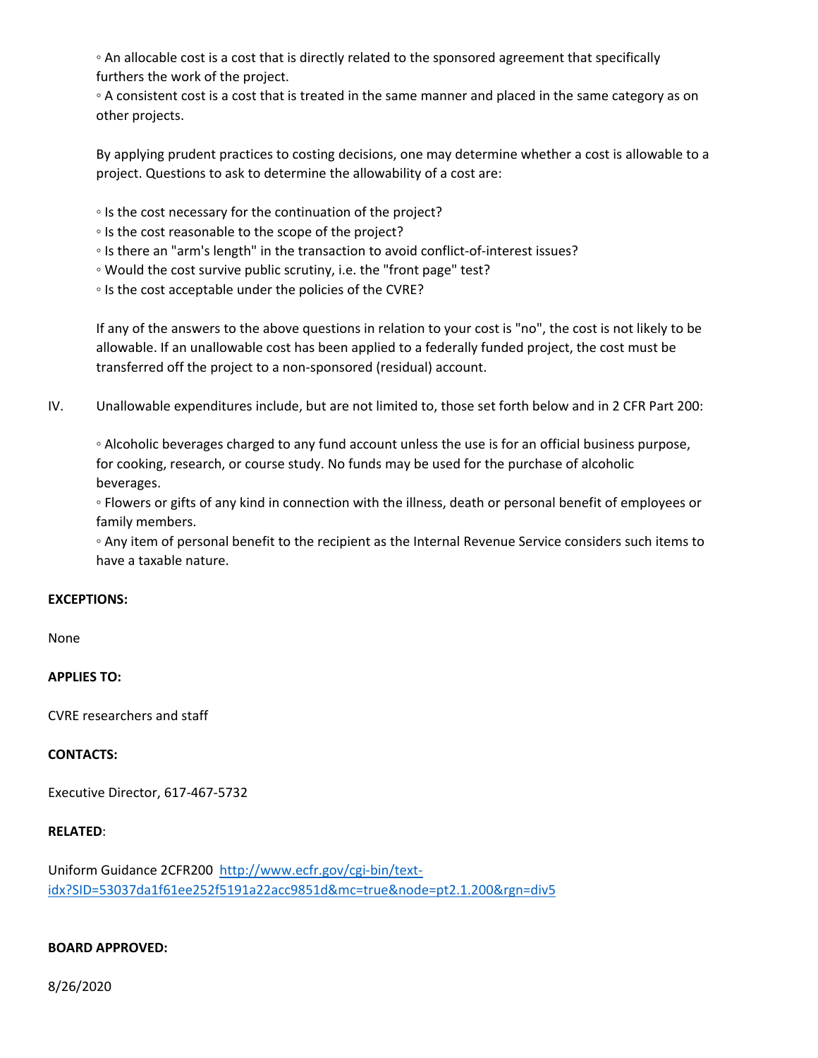◦ An allocable cost is a cost that is directly related to the sponsored agreement that specifically furthers the work of the project.
◦ A consistent cost is a cost that is treated in the same manner and placed in the same category as on other projects.

By applying prudent practices to costing decisions, one may determine whether a cost is allowable to a project. Questions to ask to determine the allowability of a cost are:

◦ Is the cost necessary for the continuation of the project?
◦ Is the cost reasonable to the scope of the project?
◦ Is there an "arm's length" in the transaction to avoid conflict-of-interest issues?
◦ Would the cost survive public scrutiny, i.e. the "front page" test?
◦ Is the cost acceptable under the policies of the CVRE?

If any of the answers to the above questions in relation to your cost is "no", the cost is not likely to be allowable. If an unallowable cost has been applied to a federally funded project, the cost must be transferred off the project to a non-sponsored (residual) account.

IV. Unallowable expenditures include, but are not limited to, those set forth below and in 2 CFR Part 200:

◦ Alcoholic beverages charged to any fund account unless the use is for an official business purpose, for cooking, research, or course study. No funds may be used for the purchase of alcoholic beverages.
◦ Flowers or gifts of any kind in connection with the illness, death or personal benefit of employees or family members.
◦ Any item of personal benefit to the recipient as the Internal Revenue Service considers such items to have a taxable nature.

**EXCEPTIONS:**

None

**APPLIES TO:**

CVRE researchers and staff

**CONTACTS:**

Executive Director, 617-467-5732

**RELATED**:

Uniform Guidance 2CFR200 [http://www.ecfr.gov/cgi-bin/text-idx?SID=53037da1f61ee252f5191a22acc9851d&mc=true&node=pt2.1.200&rgn=div5](http://www.ecfr.gov/cgi-bin/text-idx?SID=53037da1f61ee252f5191a22acc9851d&mc=true&node=pt2.1.200&rgn=div5)

**BOARD APPROVED:**

8/26/2020